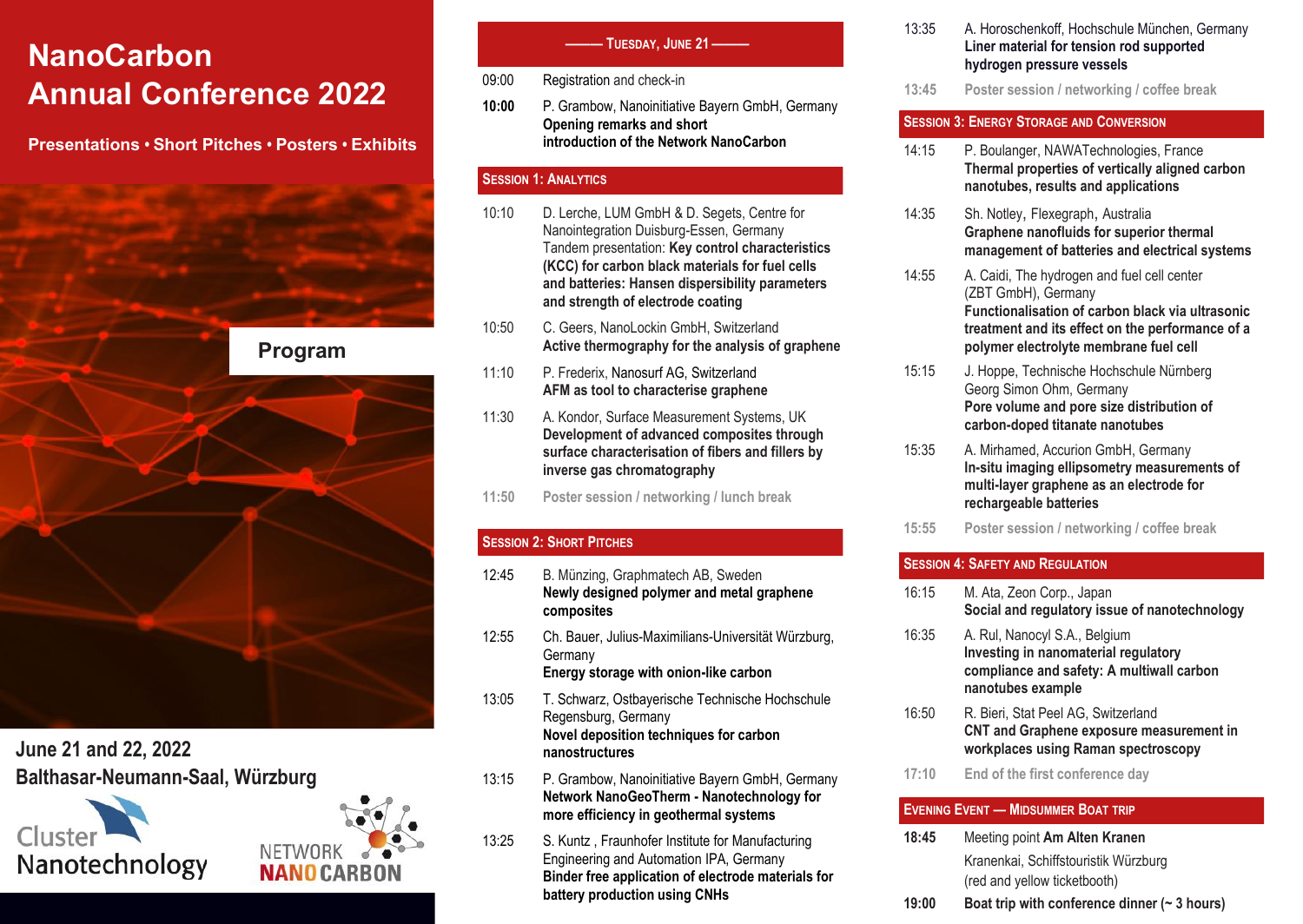# NanoCarbon Annual Conference 2022

**Presentations • Short Pitches • Posters • Exhibits**

## Program

**June 21 and 22, 2022**
**Balthasar-Neumann-Saal, Würzburg**

Cluster Nanotechnology

NETWORK NANO CARBON

## Tuesday, June 21

09:00 Registration and check-in

**10:00** P. Grambow, Nanoinitiative Bayern GmbH, Germany
**Opening remarks and short introduction of the Network NanoCarbon**

### Session 1: Analytics

10:10 D. Lerche, LUM GmbH & D. Segets, Centre for Nanointegration Duisburg-Essen, Germany
Tandem presentation: **Key control characteristics (KCC) for carbon black materials for fuel cells and batteries: Hansen dispersibility parameters and strength of electrode coating**

10:50 C. Geers, NanoLockin GmbH, Switzerland
**Active thermography for the analysis of graphene**

11:10 P. Frederix, Nanosurf AG, Switzerland
**AFM as tool to characterise graphene**

11:30 A. Kondor, Surface Measurement Systems, UK
**Development of advanced composites through surface characterisation of fibers and fillers by inverse gas chromatography**

11:50 Poster session / networking / lunch break

### Session 2: Short Pitches

12:45 B. Münzing, Graphmatech AB, Sweden
**Newly designed polymer and metal graphene composites**

12:55 Ch. Bauer, Julius-Maximilians-Universität Würzburg, Germany
**Energy storage with onion-like carbon**

13:05 T. Schwarz, Ostbayerische Technische Hochschule Regensburg, Germany
**Novel deposition techniques for carbon nanostructures**

13:15 P. Grambow, Nanoinitiative Bayern GmbH, Germany
**Network NanoGeoTherm - Nanotechnology for more efficiency in geothermal systems**

13:25 S. Kuntz , Fraunhofer Institute for Manufacturing Engineering and Automation IPA, Germany
**Binder free application of electrode materials for battery production using CNHs**

13:35 A. Horoschenkoff, Hochschule München, Germany
**Liner material for tension rod supported hydrogen pressure vessels**

13:45 Poster session / networking / coffee break

### Session 3: Energy Storage and Conversion

14:15 P. Boulanger, NAWATechnologies, France
**Thermal properties of vertically aligned carbon nanotubes, results and applications**

14:35 Sh. Notley, Flexegraph, Australia
**Graphene nanofluids for superior thermal management of batteries and electrical systems**

14:55 A. Caidi, The hydrogen and fuel cell center (ZBT GmbH), Germany
**Functionalisation of carbon black via ultrasonic treatment and its effect on the performance of a polymer electrolyte membrane fuel cell**

15:15 J. Hoppe, Technische Hochschule Nürnberg Georg Simon Ohm, Germany
**Pore volume and pore size distribution of carbon-doped titanate nanotubes**

15:35 A. Mirhamed, Accurion GmbH, Germany
**In-situ imaging ellipsometry measurements of multi-layer graphene as an electrode for rechargeable batteries**

15:55 Poster session / networking / coffee break

### Session 4: Safety and Regulation

16:15 M. Ata, Zeon Corp., Japan
**Social and regulatory issue of nanotechnology**

16:35 A. Rul, Nanocyl S.A., Belgium
**Investing in nanomaterial regulatory compliance and safety: A multiwall carbon nanotubes example**

16:50 R. Bieri, Stat Peel AG, Switzerland
**CNT and Graphene exposure measurement in workplaces using Raman spectroscopy**

17:10 End of the first conference day

### Evening Event — Midsummer Boat Trip

**18:45** Meeting point **Am Alten Kranen**
Kranenkai, Schiffstouristik Würzburg
(red and yellow ticketbooth)

**19:00** **Boat trip with conference dinner (~ 3 hours)**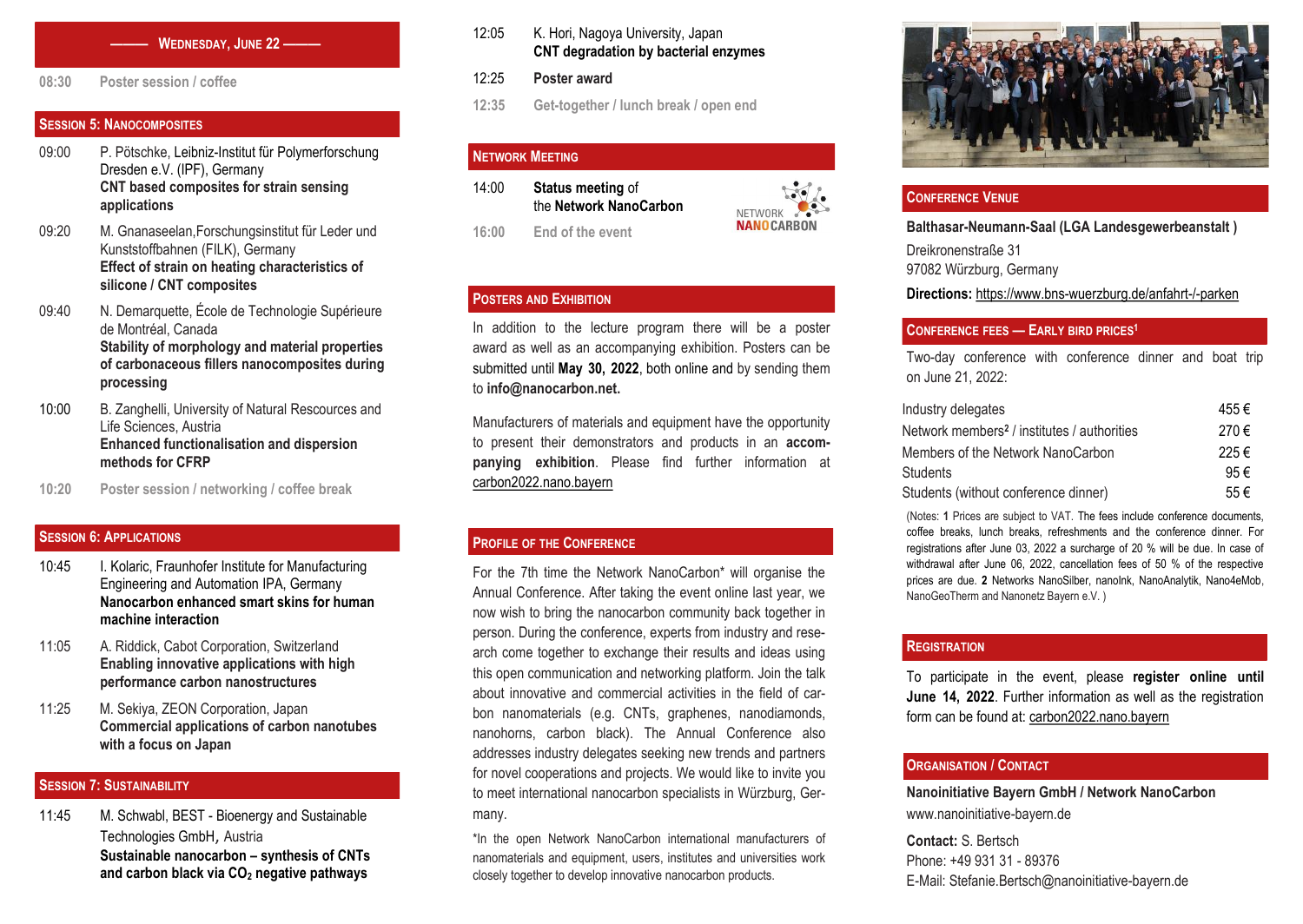## Wednesday, June 22

**08:30** Poster session / coffee

### Session 5: Nanocomposites

**09:00** P. Pötschke, Leibniz-Institut für Polymerforschung Dresden e.V. (IPF), Germany
**CNT based composites for strain sensing applications**

**09:20** M. Gnanaseelan, Forschungsinstitut für Leder und Kunststoffbahnen (FILK), Germany
**Effect of strain on heating characteristics of silicone / CNT composites**

**09:40** N. Demarquette, École de Technologie Supérieure de Montréal, Canada
**Stability of morphology and material properties of carbonaceous fillers nanocomposites during processing**

**10:00** B. Zanghelli, University of Natural Resources and Life Sciences, Austria
**Enhanced functionalisation and dispersion methods for CFRP**

**10:20** Poster session / networking / coffee break

### Session 6: Applications

**10:45** I. Kolaric, Fraunhofer Institute for Manufacturing Engineering and Automation IPA, Germany
**Nanocarbon enhanced smart skins for human machine interaction**

**11:05** A. Riddick, Cabot Corporation, Switzerland
**Enabling innovative applications with high performance carbon nanostructures**

**11:25** M. Sekiya, ZEON Corporation, Japan
**Commercial applications of carbon nanotubes with a focus on Japan**

### Session 7: Sustainability

**11:45** M. Schwabl, BEST - Bioenergy and Sustainable Technologies GmbH, Austria
**Sustainable nanocarbon – synthesis of CNTs and carbon black via $CO_2$ negative pathways**

**12:05** K. Hori, Nagoya University, Japan
**CNT degradation by bacterial enzymes**

**12:25** **Poster award**

**12:35** Get-together / lunch break / open end

### Network Meeting

**14:00** **Status meeting** of the **Network NanoCarbon**

**16:00** End of the event

NETWORK NANOCARBON

### Posters and Exhibition

In addition to the lecture program there will be a poster award as well as an accompanying exhibition. Posters can be submitted until **May 30, 2022**, both online and by sending them to **info@nanocarbon.net.**

Manufacturers of materials and equipment have the opportunity to present their demonstrators and products in an **accompanying exhibition**. Please find further information at carbon2022.nano.bayern

### Profile of the Conference

For the 7th time the Network NanoCarbon* will organise the Annual Conference. After taking the event online last year, we now wish to bring the nanocarbon community back together in person. During the conference, experts from industry and research come together to exchange their results and ideas using this open communication and networking platform. Join the talk about innovative and commercial activities in the field of carbon nanomaterials (e.g. CNTs, graphenes, nanodiamonds, nanohorns, carbon black). The Annual Conference also addresses industry delegates seeking new trends and partners for novel cooperations and projects. We would like to invite you to meet international nanocarbon specialists in Würzburg, Germany.

*In the open Network NanoCarbon international manufacturers of nanomaterials and equipment, users, institutes and universities work closely together to develop innovative nanocarbon products.

### Conference Venue

**Balthasar-Neumann-Saal (LGA Landesgewerbeanstalt )**
Dreikronenstraße 31
97082 Würzburg, Germany

**Directions:** https://www.bns-wuerzburg.de/anfahrt-/-parken

### Conference Fees — Early Bird Prices[1]

Two-day conference with conference dinner and boat trip on June 21, 2022:

| | |
|---|---|
| Industry delegates | 455 € |
| Network members[2] / institutes / authorities | 270 € |
| Members of the Network NanoCarbon | 225 € |
| Students | 95 € |
| Students (without conference dinner) | 55 € |

(Notes: **1** Prices are subject to VAT. The fees include conference documents, coffee breaks, lunch breaks, refreshments and the conference dinner. For registrations after June 03, 2022 a surcharge of 20 % will be due. In case of withdrawal after June 06, 2022, cancellation fees of 50 % of the respective prices are due. **2** Networks NanoSilber, nanoInk, NanoAnalytik, Nano4eMob, NanoGeoTherm and Nanonetz Bayern e.V. )

### Registration

To participate in the event, please **register online until June 14, 2022**. Further information as well as the registration form can be found at: carbon2022.nano.bayern

### Organisation / Contact

**Nanoinitiative Bayern GmbH / Network NanoCarbon**
www.nanoinitiative-bayern.de

**Contact:** S. Bertsch
Phone: +49 931 31 - 89376
E-Mail: Stefanie.Bertsch@nanoinitiative-bayern.de